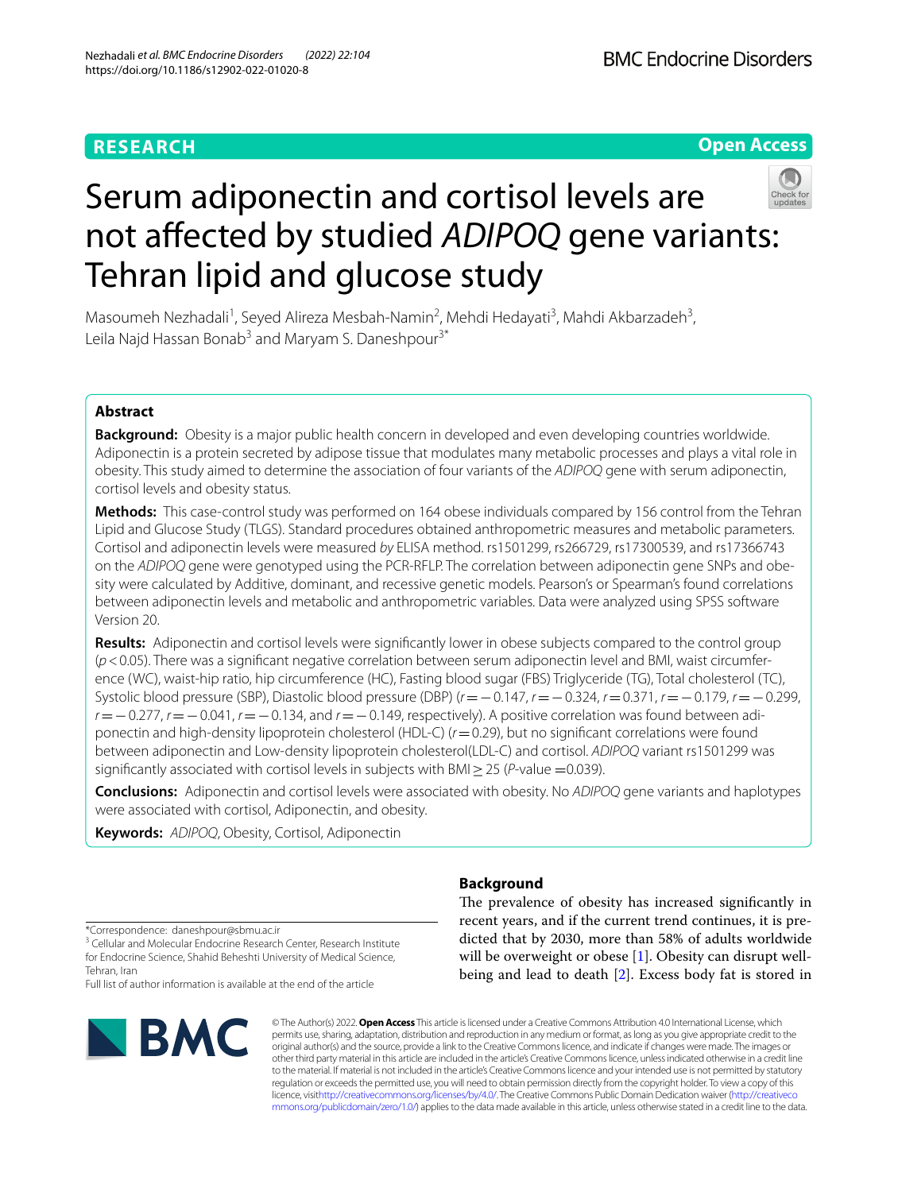RESEARCH

Open Access

# Serum adiponectin and cortisol levels are not affected by studied *ADIPOQ* gene variants: Tehran lipid and glucose study

Masoumeh Nezhadali[1], Seyed Alireza Mesbah-Namin[2], Mehdi Hedayati[3], Mahdi Akbarzadeh[3], Leila Najd Hassan Bonab[3] and Maryam S. Daneshpour[3*]

## Abstract

**Background:** Obesity is a major public health concern in developed and even developing countries worldwide. Adiponectin is a protein secreted by adipose tissue that modulates many metabolic processes and plays a vital role in obesity. This study aimed to determine the association of four variants of the *ADIPOQ* gene with serum adiponectin, cortisol levels and obesity status.

**Methods:** This case-control study was performed on 164 obese individuals compared by 156 control from the Tehran Lipid and Glucose Study (TLGS). Standard procedures obtained anthropometric measures and metabolic parameters. Cortisol and adiponectin levels were measured *by* ELISA method. rs1501299, rs266729, rs17300539, and rs17366743 on the *ADIPOQ* gene were genotyped using the PCR-RFLP. The correlation between adiponectin gene SNPs and obesity were calculated by Additive, dominant, and recessive genetic models. Pearson's or Spearman's found correlations between adiponectin levels and metabolic and anthropometric variables. Data were analyzed using SPSS software Version 20.

**Results:** Adiponectin and cortisol levels were significantly lower in obese subjects compared to the control group ($p < 0.05$). There was a significant negative correlation between serum adiponectin level and BMI, waist circumference (WC), waist-hip ratio, hip circumference (HC), Fasting blood sugar (FBS) Triglyceride (TG), Total cholesterol (TC), Systolic blood pressure (SBP), Diastolic blood pressure (DBP) ($r = -0.147$, $r = -0.324$, $r = 0.371$, $r = -0.179$, $r = -0.299$, $r = -0.277$, $r = -0.041$, $r = -0.134$, and $r = -0.149$, respectively). A positive correlation was found between adiponectin and high-density lipoprotein cholesterol (HDL-C) ($r = 0.29$), but no significant correlations were found between adiponectin and Low-density lipoprotein cholesterol(LDL-C) and cortisol. *ADIPOQ* variant rs1501299 was significantly associated with cortisol levels in subjects with BMI $\geq 25$ ($P$-value $= 0.039$).

**Conclusions:** Adiponectin and cortisol levels were associated with obesity. No *ADIPOQ* gene variants and haplotypes were associated with cortisol, Adiponectin, and obesity.

**Keywords:** *ADIPOQ*, Obesity, Cortisol, Adiponectin

## Background

The prevalence of obesity has increased significantly in recent years, and if the current trend continues, it is predicted that by 2030, more than 58% of adults worldwide will be overweight or obese [1]. Obesity can disrupt well-being and lead to death [2]. Excess body fat is stored in

*Correspondence: daneshpour@sbmu.ac.ir
[3] Cellular and Molecular Endocrine Research Center, Research Institute for Endocrine Science, Shahid Beheshti University of Medical Science, Tehran, Iran
Full list of author information is available at the end of the article

© The Author(s) 2022. **Open Access** This article is licensed under a Creative Commons Attribution 4.0 International License, which permits use, sharing, adaptation, distribution and reproduction in any medium or format, as long as you give appropriate credit to the original author(s) and the source, provide a link to the Creative Commons licence, and indicate if changes were made. The images or other third party material in this article are included in the article's Creative Commons licence, unless indicated otherwise in a credit line to the material. If material is not included in the article's Creative Commons licence and your intended use is not permitted by statutory regulation or exceeds the permitted use, you will need to obtain permission directly from the copyright holder. To view a copy of this licence, visit http://creativecommons.org/licenses/by/4.0/. The Creative Commons Public Domain Dedication waiver (http://creativecommons.org/publicdomain/zero/1.0/) applies to the data made available in this article, unless otherwise stated in a credit line to the data.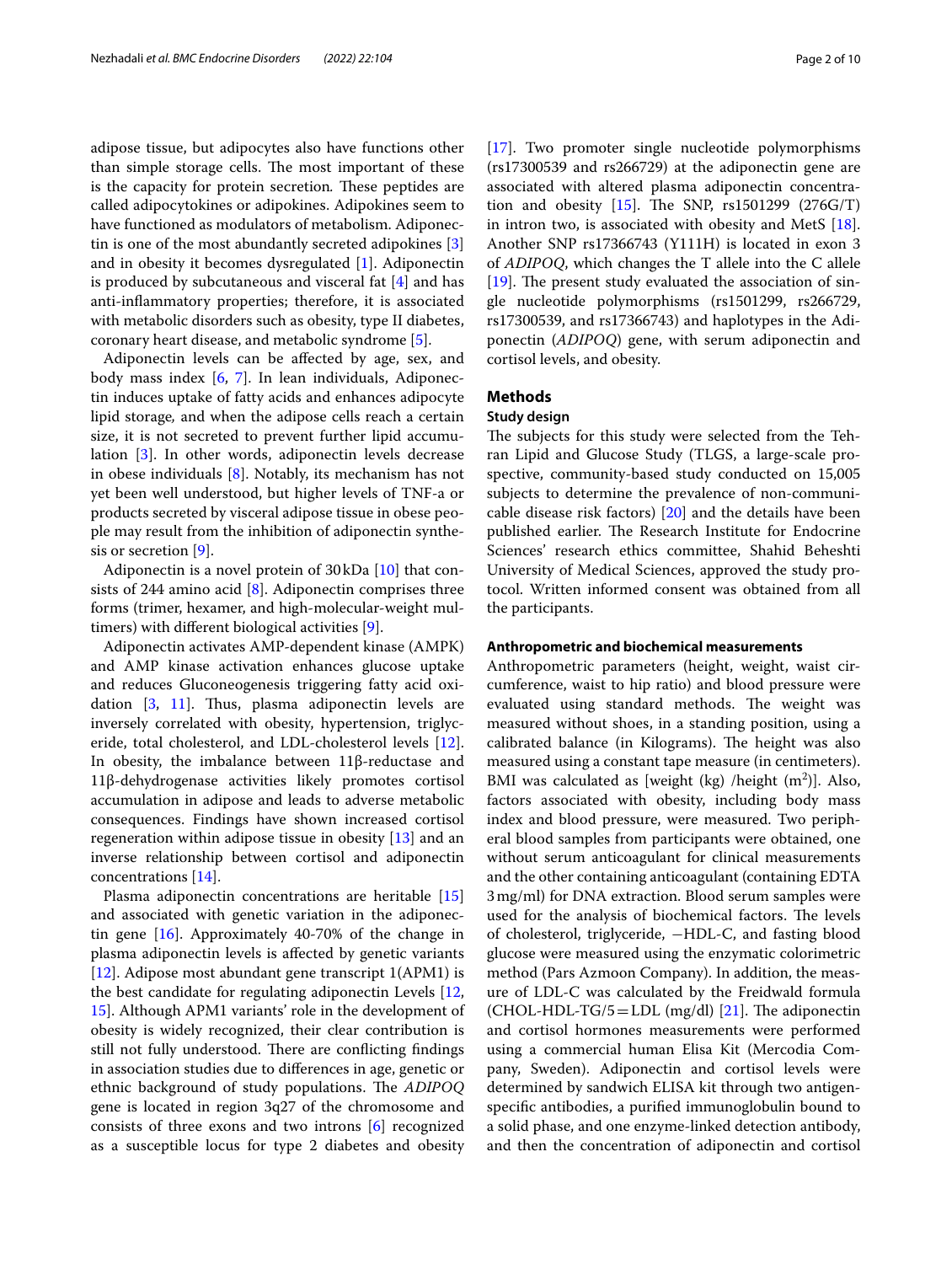adipose tissue, but adipocytes also have functions other than simple storage cells. The most important of these is the capacity for protein secretion. These peptides are called adipocytokines or adipokines. Adipokines seem to have functioned as modulators of metabolism. Adiponectin is one of the most abundantly secreted adipokines [3] and in obesity it becomes dysregulated [1]. Adiponectin is produced by subcutaneous and visceral fat [4] and has anti-inflammatory properties; therefore, it is associated with metabolic disorders such as obesity, type II diabetes, coronary heart disease, and metabolic syndrome [5].

Adiponectin levels can be affected by age, sex, and body mass index [6, 7]. In lean individuals, Adiponectin induces uptake of fatty acids and enhances adipocyte lipid storage, and when the adipose cells reach a certain size, it is not secreted to prevent further lipid accumulation [3]. In other words, adiponectin levels decrease in obese individuals [8]. Notably, its mechanism has not yet been well understood, but higher levels of TNF-a or products secreted by visceral adipose tissue in obese people may result from the inhibition of adiponectin synthesis or secretion [9].

Adiponectin is a novel protein of 30 kDa [10] that consists of 244 amino acid [8]. Adiponectin comprises three forms (trimer, hexamer, and high-molecular-weight multimers) with different biological activities [9].

Adiponectin activates AMP-dependent kinase (AMPK) and AMP kinase activation enhances glucose uptake and reduces Gluconeogenesis triggering fatty acid oxidation [3, 11]. Thus, plasma adiponectin levels are inversely correlated with obesity, hypertension, triglyceride, total cholesterol, and LDL-cholesterol levels [12]. In obesity, the imbalance between 11β-reductase and 11β-dehydrogenase activities likely promotes cortisol accumulation in adipose and leads to adverse metabolic consequences. Findings have shown increased cortisol regeneration within adipose tissue in obesity [13] and an inverse relationship between cortisol and adiponectin concentrations [14].

Plasma adiponectin concentrations are heritable [15] and associated with genetic variation in the adiponectin gene [16]. Approximately 40-70% of the change in plasma adiponectin levels is affected by genetic variants [12]. Adipose most abundant gene transcript 1(APM1) is the best candidate for regulating adiponectin Levels [12, 15]. Although APM1 variants' role in the development of obesity is widely recognized, their clear contribution is still not fully understood. There are conflicting findings in association studies due to differences in age, genetic or ethnic background of study populations. The *ADIPOQ* gene is located in region 3q27 of the chromosome and consists of three exons and two introns [6] recognized as a susceptible locus for type 2 diabetes and obesity [17]. Two promoter single nucleotide polymorphisms (rs17300539 and rs266729) at the adiponectin gene are associated with altered plasma adiponectin concentration and obesity [15]. The SNP, rs1501299 (276G/T) in intron two, is associated with obesity and MetS [18]. Another SNP rs17366743 (Y111H) is located in exon 3 of *ADIPOQ*, which changes the T allele into the C allele [19]. The present study evaluated the association of single nucleotide polymorphisms (rs1501299, rs266729, rs17300539, and rs17366743) and haplotypes in the Adiponectin (*ADIPOQ*) gene, with serum adiponectin and cortisol levels, and obesity.

## Methods

### Study design

The subjects for this study were selected from the Tehran Lipid and Glucose Study (TLGS, a large-scale prospective, community-based study conducted on 15,005 subjects to determine the prevalence of non-communicable disease risk factors) [20] and the details have been published earlier. The Research Institute for Endocrine Sciences' research ethics committee, Shahid Beheshti University of Medical Sciences, approved the study protocol. Written informed consent was obtained from all the participants.

### Anthropometric and biochemical measurements

Anthropometric parameters (height, weight, waist circumference, waist to hip ratio) and blood pressure were evaluated using standard methods. The weight was measured without shoes, in a standing position, using a calibrated balance (in Kilograms). The height was also measured using a constant tape measure (in centimeters). BMI was calculated as [weight (kg) /height ($m^2$)]. Also, factors associated with obesity, including body mass index and blood pressure, were measured. Two peripheral blood samples from participants were obtained, one without serum anticoagulant for clinical measurements and the other containing anticoagulant (containing EDTA 3 mg/ml) for DNA extraction. Blood serum samples were used for the analysis of biochemical factors. The levels of cholesterol, triglyceride, −HDL-C, and fasting blood glucose were measured using the enzymatic colorimetric method (Pars Azmoon Company). In addition, the measure of LDL-C was calculated by the Freidwald formula (CHOL-HDL-TG/5 = LDL (mg/dl) [21]. The adiponectin and cortisol hormones measurements were performed using a commercial human Elisa Kit (Mercodia Company, Sweden). Adiponectin and cortisol levels were determined by sandwich ELISA kit through two antigen-specific antibodies, a purified immunoglobulin bound to a solid phase, and one enzyme-linked detection antibody, and then the concentration of adiponectin and cortisol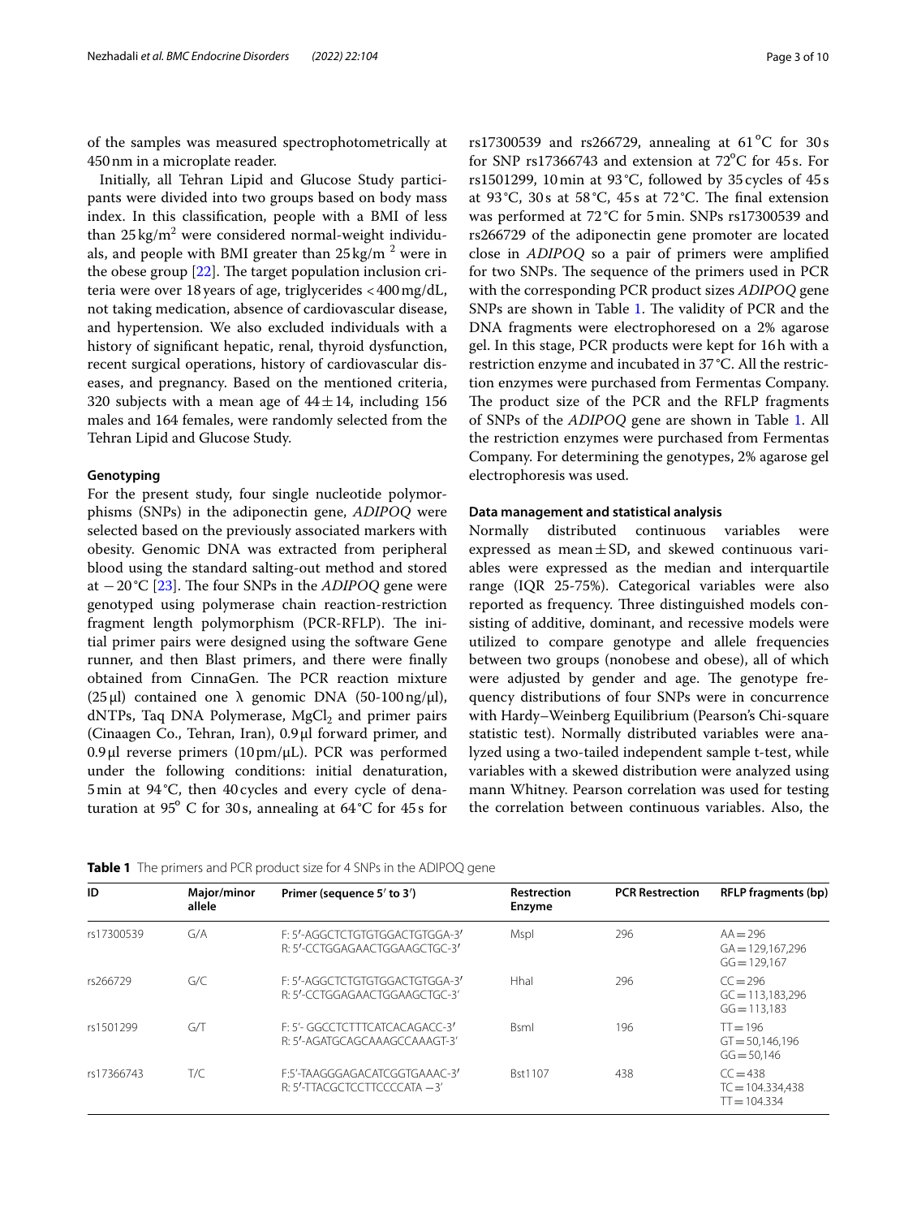of the samples was measured spectrophotometrically at 450 nm in a microplate reader.

Initially, all Tehran Lipid and Glucose Study participants were divided into two groups based on body mass index. In this classification, people with a BMI of less than 25 kg/m$^2$ were considered normal-weight individuals, and people with BMI greater than 25 kg/m $^2$ were in the obese group [22]. The target population inclusion criteria were over 18 years of age, triglycerides < 400 mg/dL, not taking medication, absence of cardiovascular disease, and hypertension. We also excluded individuals with a history of significant hepatic, renal, thyroid dysfunction, recent surgical operations, history of cardiovascular diseases, and pregnancy. Based on the mentioned criteria, 320 subjects with a mean age of 44 ± 14, including 156 males and 164 females, were randomly selected from the Tehran Lipid and Glucose Study.

### Genotyping

For the present study, four single nucleotide polymorphisms (SNPs) in the adiponectin gene, *ADIPOQ* were selected based on the previously associated markers with obesity. Genomic DNA was extracted from peripheral blood using the standard salting-out method and stored at −20 °C [23]. The four SNPs in the *ADIPOQ* gene were genotyped using polymerase chain reaction-restriction fragment length polymorphism (PCR-RFLP). The initial primer pairs were designed using the software Gene runner, and then Blast primers, and there were finally obtained from CinnaGen. The PCR reaction mixture (25 μl) contained one λ genomic DNA (50-100 ng/μl), dNTPs, Taq DNA Polymerase, $MgCl_2$ and primer pairs (Cinaagen Co., Tehran, Iran), 0.9 μl forward primer, and 0.9 μl reverse primers (10 pm/μL). PCR was performed under the following conditions: initial denaturation, 5 min at 94 °C, then 40 cycles and every cycle of denaturation at 95° C for 30 s, annealing at 64 °C for 45 s for rs17300539 and rs266729, annealing at 61 °C for 30 s for SNP rs17366743 and extension at 72°C for 45 s. For rs1501299, 10 min at 93 °C, followed by 35 cycles of 45 s at 93 °C, 30 s at 58 °C, 45 s at 72 °C. The final extension was performed at 72 °C for 5 min. SNPs rs17300539 and rs266729 of the adiponectin gene promoter are located close in *ADIPOQ* so a pair of primers were amplified for two SNPs. The sequence of the primers used in PCR with the corresponding PCR product sizes *ADIPOQ* gene SNPs are shown in Table 1. The validity of PCR and the DNA fragments were electrophoresed on a 2% agarose gel. In this stage, PCR products were kept for 16 h with a restriction enzyme and incubated in 37 °C. All the restriction enzymes were purchased from Fermentas Company. The product size of the PCR and the RFLP fragments of SNPs of the *ADIPOQ* gene are shown in Table 1. All the restriction enzymes were purchased from Fermentas Company. For determining the genotypes, 2% agarose gel electrophoresis was used.

### Data management and statistical analysis

Normally distributed continuous variables were expressed as mean ± SD, and skewed continuous variables were expressed as the median and interquartile range (IQR 25-75%). Categorical variables were also reported as frequency. Three distinguished models consisting of additive, dominant, and recessive models were utilized to compare genotype and allele frequencies between two groups (nonobese and obese), all of which were adjusted by gender and age. The genotype frequency distributions of four SNPs were in concurrence with Hardy–Weinberg Equilibrium (Pearson's Chi-square statistic test). Normally distributed variables were analyzed using a two-tailed independent sample t-test, while variables with a skewed distribution were analyzed using mann Whitney. Pearson correlation was used for testing the correlation between continuous variables. Also, the

**Table 1** The primers and PCR product size for 4 SNPs in the ADIPOQ gene

| ID | Major/minor allele | Primer (sequence 5′ to 3′) | Restrection Enzyme | PCR Restriection | RFLP fragments (bp) |
|---|---|---|---|---|---|
| rs17300539 | G/A | F: 5′-AGGCTCTGTGTGGACTGTGGA-3′<br>R: 5′-CCTGGAGAACTGGAAGCTGC-3′ | MspI | 296 | AA = 296<br>GA = 129,167,296<br>GG = 129,167 |
| rs266729 | G/C | F: 5′-AGGCTCTGTGTGGACTGTGGA-3′<br>R: 5′-CCTGGAGAACTGGAAGCTGC-3′ | HhaI | 296 | CC = 296<br>GC = 113,183,296<br>GG = 113,183 |
| rs1501299 | G/T | F: 5′- GGCCTCTTTCATCACAGACC-3′<br>R: 5′-AGATGCAGCAAAGCCAAAGT-3′ | BsmI | 196 | TT = 196<br>GT = 50,146,196<br>GG = 50,146 |
| rs17366743 | T/C | F:5′-TAAGGGAGACATCGGTGAAAC-3′<br>R: 5′-TTACGCTCCTTCCCCATA −3′ | Bst1107 | 438 | CC = 438<br>TC = 104.334,438<br>TT = 104.334 |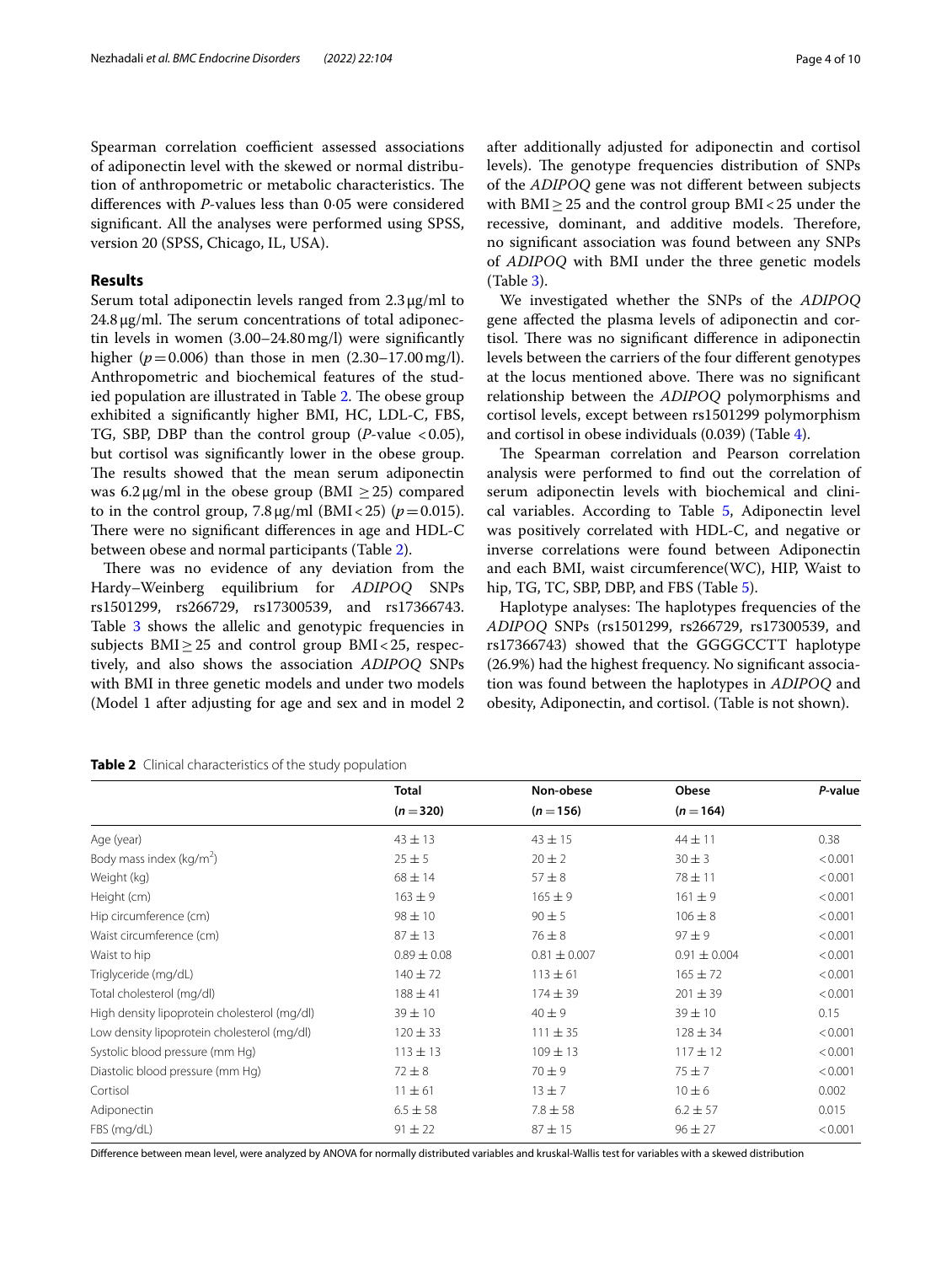Spearman correlation coefficient assessed associations of adiponectin level with the skewed or normal distribution of anthropometric or metabolic characteristics. The differences with *P*-values less than 0·05 were considered significant. All the analyses were performed using SPSS, version 20 (SPSS, Chicago, IL, USA).

## Results

Serum total adiponectin levels ranged from 2.3 μg/ml to 24.8 μg/ml. The serum concentrations of total adiponectin levels in women (3.00–24.80 mg/l) were significantly higher ($p = 0.006$) than those in men (2.30–17.00 mg/l). Anthropometric and biochemical features of the studied population are illustrated in Table 2. The obese group exhibited a significantly higher BMI, HC, LDL-C, FBS, TG, SBP, DBP than the control group (*P*-value $< 0.05$), but cortisol was significantly lower in the obese group. The results showed that the mean serum adiponectin was 6.2 μg/ml in the obese group (BMI $\geq 25$) compared to in the control group, 7.8 μg/ml (BMI $< 25$) ($p = 0.015$). There were no significant differences in age and HDL-C between obese and normal participants (Table 2).

There was no evidence of any deviation from the Hardy–Weinberg equilibrium for *ADIPOQ* SNPs rs1501299, rs266729, rs17300539, and rs17366743. Table 3 shows the allelic and genotypic frequencies in subjects BMI $\geq 25$ and control group BMI $< 25$, respectively, and also shows the association *ADIPOQ* SNPs with BMI in three genetic models and under two models (Model 1 after adjusting for age and sex and in model 2 after additionally adjusted for adiponectin and cortisol levels). The genotype frequencies distribution of SNPs of the *ADIPOQ* gene was not different between subjects with BMI $\geq 25$ and the control group BMI $< 25$ under the recessive, dominant, and additive models. Therefore, no significant association was found between any SNPs of *ADIPOQ* with BMI under the three genetic models (Table 3).

We investigated whether the SNPs of the *ADIPOQ* gene affected the plasma levels of adiponectin and cortisol. There was no significant difference in adiponectin levels between the carriers of the four different genotypes at the locus mentioned above. There was no significant relationship between the *ADIPOQ* polymorphisms and cortisol levels, except between rs1501299 polymorphism and cortisol in obese individuals (0.039) (Table 4).

The Spearman correlation and Pearson correlation analysis were performed to find out the correlation of serum adiponectin levels with biochemical and clinical variables. According to Table 5, Adiponectin level was positively correlated with HDL-C, and negative or inverse correlations were found between Adiponectin and each BMI, waist circumference(WC), HIP, Waist to hip, TG, TC, SBP, DBP, and FBS (Table 5).

Haplotype analyses: The haplotypes frequencies of the *ADIPOQ* SNPs (rs1501299, rs266729, rs17300539, and rs17366743) showed that the GGGGCCTT haplotype (26.9%) had the highest frequency. No significant association was found between the haplotypes in *ADIPOQ* and obesity, Adiponectin, and cortisol. (Table is not shown).

**Table 2** Clinical characteristics of the study population

| | Total ($n = 320$) | Non-obese ($n = 156$) | Obese ($n = 164$) | *P*-value |
|---|---|---|---|---|
| Age (year) | 43 ± 13 | 43 ± 15 | 44 ± 11 | 0.38 |
| Body mass index (kg/m$^2$) | 25 ± 5 | 20 ± 2 | 30 ± 3 | < 0.001 |
| Weight (kg) | 68 ± 14 | 57 ± 8 | 78 ± 11 | < 0.001 |
| Height (cm) | 163 ± 9 | 165 ± 9 | 161 ± 9 | < 0.001 |
| Hip circumference (cm) | 98 ± 10 | 90 ± 5 | 106 ± 8 | < 0.001 |
| Waist circumference (cm) | 87 ± 13 | 76 ± 8 | 97 ± 9 | < 0.001 |
| Waist to hip | 0.89 ± 0.08 | 0.81 ± 0.007 | 0.91 ± 0.004 | < 0.001 |
| Triglyceride (mg/dL) | 140 ± 72 | 113 ± 61 | 165 ± 72 | < 0.001 |
| Total cholesterol (mg/dl) | 188 ± 41 | 174 ± 39 | 201 ± 39 | < 0.001 |
| High density lipoprotein cholesterol (mg/dl) | 39 ± 10 | 40 ± 9 | 39 ± 10 | 0.15 |
| Low density lipoprotein cholesterol (mg/dl) | 120 ± 33 | 111 ± 35 | 128 ± 34 | < 0.001 |
| Systolic blood pressure (mm Hg) | 113 ± 13 | 109 ± 13 | 117 ± 12 | < 0.001 |
| Diastolic blood pressure (mm Hg) | 72 ± 8 | 70 ± 9 | 75 ± 7 | < 0.001 |
| Cortisol | 11 ± 61 | 13 ± 7 | 10 ± 6 | 0.002 |
| Adiponectin | 6.5 ± 58 | 7.8 ± 58 | 6.2 ± 57 | 0.015 |
| FBS (mg/dL) | 91 ± 22 | 87 ± 15 | 96 ± 27 | < 0.001 |

Difference between mean level, were analyzed by ANOVA for normally distributed variables and kruskal-Wallis test for variables with a skewed distribution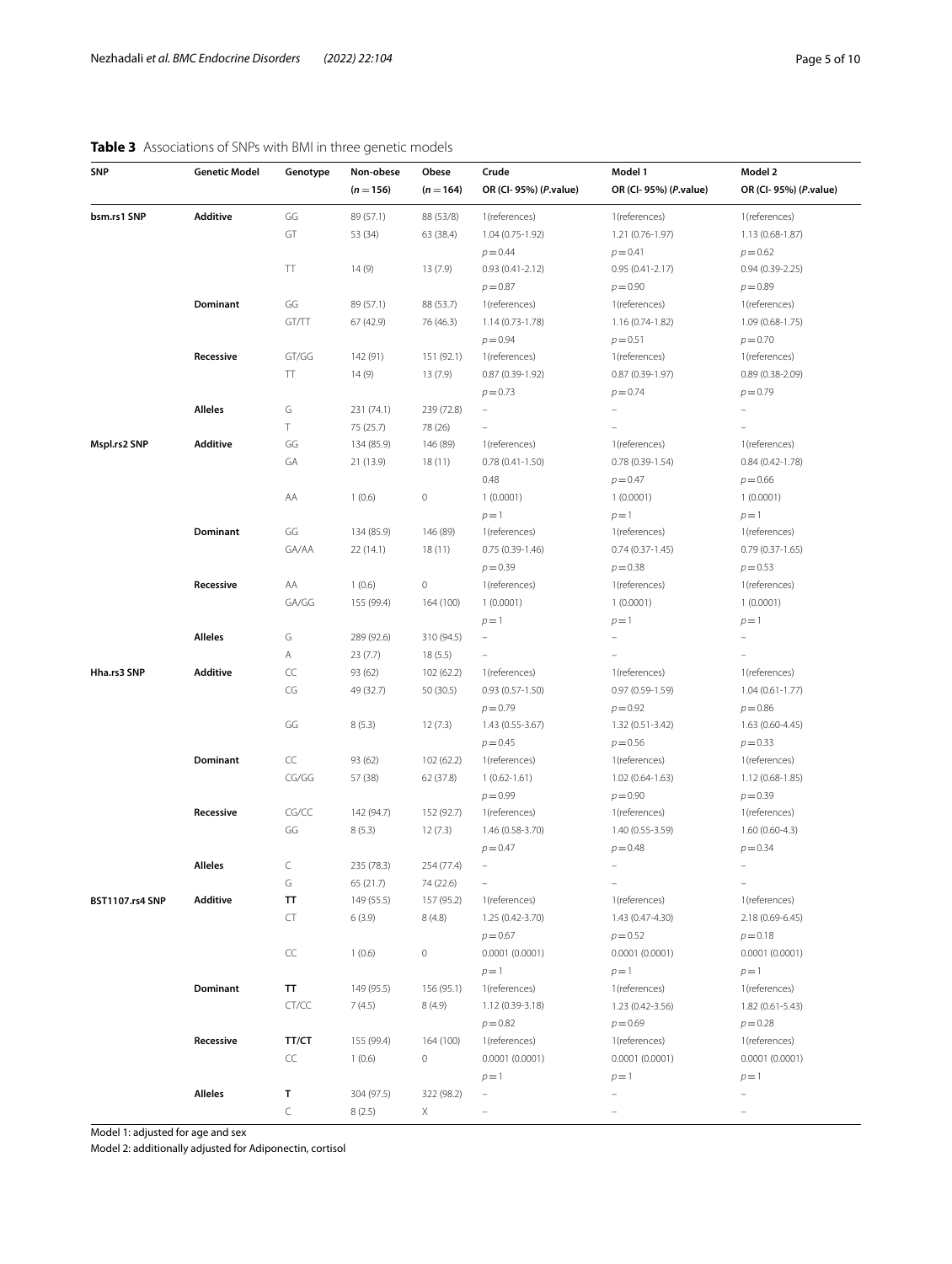**Table 3** Associations of SNPs with BMI in three genetic models

| SNP | Genetic Model | Genotype | Non-obese (n = 156) | Obese (n = 164) | Crude OR (CI- 95%) (P.value) | Model 1 OR (CI- 95%) (P.value) | Model 2 OR (CI- 95%) (P.value) |
|---|---|---|---|---|---|---|---|
| **bsm.rs1 SNP** | **Additive** | GG | 89 (57.1) | 88 (53/8) | 1(references) | 1(references) | 1(references) |
| | | GT | 53 (34) | 63 (38.4) | 1.04 (0.75-1.92) $p = 0.44$ | 1.21 (0.76-1.97) $p = 0.41$ | 1.13 (0.68-1.87) $p = 0.62$ |
| | | TT | 14 (9) | 13 (7.9) | 0.93 (0.41-2.12) $p = 0.87$ | 0.95 (0.41-2.17) $p = 0.90$ | 0.94 (0.39-2.25) $p = 0.89$ |
| | **Dominant** | GG | 89 (57.1) | 88 (53.7) | 1(references) | 1(references) | 1(references) |
| | | GT/TT | 67 (42.9) | 76 (46.3) | 1.14 (0.73-1.78) $p = 0.94$ | 1.16 (0.74-1.82) $p = 0.51$ | 1.09 (0.68-1.75) $p = 0.70$ |
| | **Recessive** | GT/GG | 142 (91) | 151 (92.1) | 1(references) | 1(references) | 1(references) |
| | | TT | 14 (9) | 13 (7.9) | 0.87 (0.39-1.92) $p = 0.73$ | 0.87 (0.39-1.97) $p = 0.74$ | 0.89 (0.38-2.09) $p = 0.79$ |
| | **Alleles** | G | 231 (74.1) | 239 (72.8) | – | – | – |
| | | T | 75 (25.7) | 78 (26) | – | – | – |
| **Mspl.rs2 SNP** | **Additive** | GG | 134 (85.9) | 146 (89) | 1(references) | 1(references) | 1(references) |
| | | GA | 21 (13.9) | 18 (11) | 0.78 (0.41-1.50) 0.48 | 0.78 (0.39-1.54) $p = 0.47$ | 0.84 (0.42-1.78) $p = 0.66$ |
| | | AA | 1 (0.6) | 0 | 1 (0.0001) $p = 1$ | 1 (0.0001) $p = 1$ | 1 (0.0001) $p = 1$ |
| | **Dominant** | GG | 134 (85.9) | 146 (89) | 1(references) | 1(references) | 1(references) |
| | | GA/AA | 22 (14.1) | 18 (11) | 0.75 (0.39-1.46) $p = 0.39$ | 0.74 (0.37-1.45) $p = 0.38$ | 0.79 (0.37-1.65) $p = 0.53$ |
| | **Recessive** | AA | 1 (0.6) | 0 | 1(references) | 1(references) | 1(references) |
| | | GA/GG | 155 (99.4) | 164 (100) | 1 (0.0001) $p = 1$ | 1 (0.0001) $p = 1$ | 1 (0.0001) $p = 1$ |
| | **Alleles** | G | 289 (92.6) | 310 (94.5) | – | – | – |
| | | A | 23 (7.7) | 18 (5.5) | – | – | – |
| **Hha.rs3 SNP** | **Additive** | CC | 93 (62) | 102 (62.2) | 1(references) | 1(references) | 1(references) |
| | | CG | 49 (32.7) | 50 (30.5) | 0.93 (0.57-1.50) $p = 0.79$ | 0.97 (0.59-1.59) $p = 0.92$ | 1.04 (0.61-1.77) $p = 0.86$ |
| | | GG | 8 (5.3) | 12 (7.3) | 1.43 (0.55-3.67) $p = 0.45$ | 1.32 (0.51-3.42) $p = 0.56$ | 1.63 (0.60-4.45) $p = 0.33$ |
| | **Dominant** | CC | 93 (62) | 102 (62.2) | 1(references) | 1(references) | 1(references) |
| | | CG/GG | 57 (38) | 62 (37.8) | 1 (0.62-1.61) $p = 0.99$ | 1.02 (0.64-1.63) $p = 0.90$ | 1.12 (0.68-1.85) $p = 0.39$ |
| | **Recessive** | CG/CC | 142 (94.7) | 152 (92.7) | 1(references) | 1(references) | 1(references) |
| | | GG | 8 (5.3) | 12 (7.3) | 1.46 (0.58-3.70) $p = 0.47$ | 1.40 (0.55-3.59) $p = 0.48$ | 1.60 (0.60-4.3) $p = 0.34$ |
| | **Alleles** | C | 235 (78.3) | 254 (77.4) | – | – | – |
| | | G | 65 (21.7) | 74 (22.6) | – | – | – |
| **BST1107.rs4 SNP** | **Additive** | **TT** | 149 (55.5) | 157 (95.2) | 1(references) | 1(references) | 1(references) |
| | | CT | 6 (3.9) | 8 (4.8) | 1.25 (0.42-3.70) $p = 0.67$ | 1.43 (0.47-4.30) $p = 0.52$ | 2.18 (0.69-6.45) $p = 0.18$ |
| | | CC | 1 (0.6) | 0 | 0.0001 (0.0001) $p = 1$ | 0.0001 (0.0001) $p = 1$ | 0.0001 (0.0001) $p = 1$ |
| | **Dominant** | **TT** | 149 (95.5) | 156 (95.1) | 1(references) | 1(references) | 1(references) |
| | | CT/CC | 7 (4.5) | 8 (4.9) | 1.12 (0.39-3.18) $p = 0.82$ | 1.23 (0.42-3.56) $p = 0.69$ | 1.82 (0.61-5.43) $p = 0.28$ |
| | **Recessive** | **TT/CT** | 155 (99.4) | 164 (100) | 1(references) | 1(references) | 1(references) |
| | | CC | 1 (0.6) | 0 | 0.0001 (0.0001) $p = 1$ | 0.0001 (0.0001) $p = 1$ | 0.0001 (0.0001) $p = 1$ |
| | **Alleles** | **T** | 304 (97.5) | 322 (98.2) | – | – | – |
| | | C | 8 (2.5) | X | – | – | – |

Model 1: adjusted for age and sex

Model 2: additionally adjusted for Adiponectin, cortisol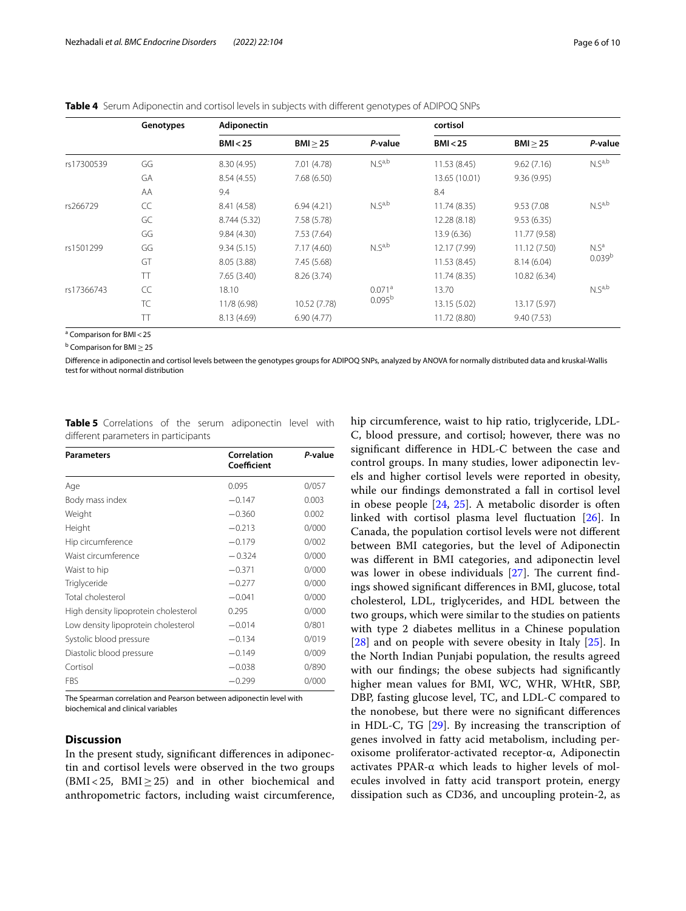**Table 4** Serum Adiponectin and cortisol levels in subjects with different genotypes of ADIPOQ SNPs

| | Genotypes | Adiponectin | | | cortisol | | |
|---|---|---|---|---|---|---|---|
| | | BMI < 25 | BMI ≥ 25 | *P*-value | BMI < 25 | BMI ≥ 25 | *P*-value |
| rs17300539 | GG | 8.30 (4.95) | 7.01 (4.78) | N.S[a,b] | 11.53 (8.45) | 9.62 (7.16) | N.S[a,b] |
| | GA | 8.54 (4.55) | 7.68 (6.50) | | 13.65 (10.01) | 9.36 (9.95) | |
| | AA | 9.4 | | | 8.4 | | |
| rs266729 | CC | 8.41 (4.58) | 6.94 (4.21) | N.S[a,b] | 11.74 (8.35) | 9.53 (7.08 | N.S[a,b] |
| | GC | 8.744 (5.32) | 7.58 (5.78) | | 12.28 (8.18) | 9.53 (6.35) | |
| | GG | 9.84 (4.30) | 7.53 (7.64) | | 13.9 (6.36) | 11.77 (9.58) | |
| rs1501299 | GG | 9.34 (5.15) | 7.17 (4.60) | N.S[a,b] | 12.17 (7.99) | 11.12 (7.50) | N.S[a] 0.039[b] |
| | GT | 8.05 (3.88) | 7.45 (5.68) | | 11.53 (8.45) | 8.14 (6.04) | |
| | TT | 7.65 (3.40) | 8.26 (3.74) | | 11.74 (8.35) | 10.82 (6.34) | |
| rs17366743 | CC | 18.10 | | 0.071[a] 0.095[b] | 13.70 | | N.S[a,b] |
| | TC | 11/8 (6.98) | 10.52 (7.78) | | 13.15 (5.02) | 13.17 (5.97) | |
| | TT | 8.13 (4.69) | 6.90 (4.77) | | 11.72 (8.80) | 9.40 (7.53) | |

[a] Comparison for BMI < 25

[b] Comparison for BMI ≥ 25

Difference in adiponectin and cortisol levels between the genotypes groups for ADIPOQ SNPs, analyzed by ANOVA for normally distributed data and kruskal-Wallis test for without normal distribution

**Table 5** Correlations of the serum adiponectin level with different parameters in participants

| Parameters | Correlation Coefficient | *P*-value |
|---|---|---|
| Age | 0.095 | 0/057 |
| Body mass index | −0.147 | 0.003 |
| Weight | −0.360 | 0.002 |
| Height | −0.213 | 0/000 |
| Hip circumference | −0.179 | 0/002 |
| Waist circumference | −0.324 | 0/000 |
| Waist to hip | −0.371 | 0/000 |
| Triglyceride | −0.277 | 0/000 |
| Total cholesterol | −0.041 | 0/000 |
| High density lipoprotein cholesterol | 0.295 | 0/000 |
| Low density lipoprotein cholesterol | −0.014 | 0/801 |
| Systolic blood pressure | −0.134 | 0/019 |
| Diastolic blood pressure | −0.149 | 0/009 |
| Cortisol | −0.038 | 0/890 |
| FBS | −0.299 | 0/000 |

The Spearman correlation and Pearson between adiponectin level with biochemical and clinical variables

## Discussion

In the present study, significant differences in adiponectin and cortisol levels were observed in the two groups (BMI < 25, BMI ≥ 25) and in other biochemical and anthropometric factors, including waist circumference, hip circumference, waist to hip ratio, triglyceride, LDL-C, blood pressure, and cortisol; however, there was no significant difference in HDL-C between the case and control groups. In many studies, lower adiponectin levels and higher cortisol levels were reported in obesity, while our findings demonstrated a fall in cortisol level in obese people [24, 25]. A metabolic disorder is often linked with cortisol plasma level fluctuation [26]. In Canada, the population cortisol levels were not different between BMI categories, but the level of Adiponectin was different in BMI categories, and adiponectin level was lower in obese individuals [27]. The current findings showed significant differences in BMI, glucose, total cholesterol, LDL, triglycerides, and HDL between the two groups, which were similar to the studies on patients with type 2 diabetes mellitus in a Chinese population [28] and on people with severe obesity in Italy [25]. In the North Indian Punjabi population, the results agreed with our findings; the obese subjects had significantly higher mean values for BMI, WC, WHR, WHtR, SBP, DBP, fasting glucose level, TC, and LDL-C compared to the nonobese, but there were no significant differences in HDL-C, TG [29]. By increasing the transcription of genes involved in fatty acid metabolism, including peroxisome proliferator-activated receptor-α, Adiponectin activates PPAR-α which leads to higher levels of molecules involved in fatty acid transport protein, energy dissipation such as CD36, and uncoupling protein-2, as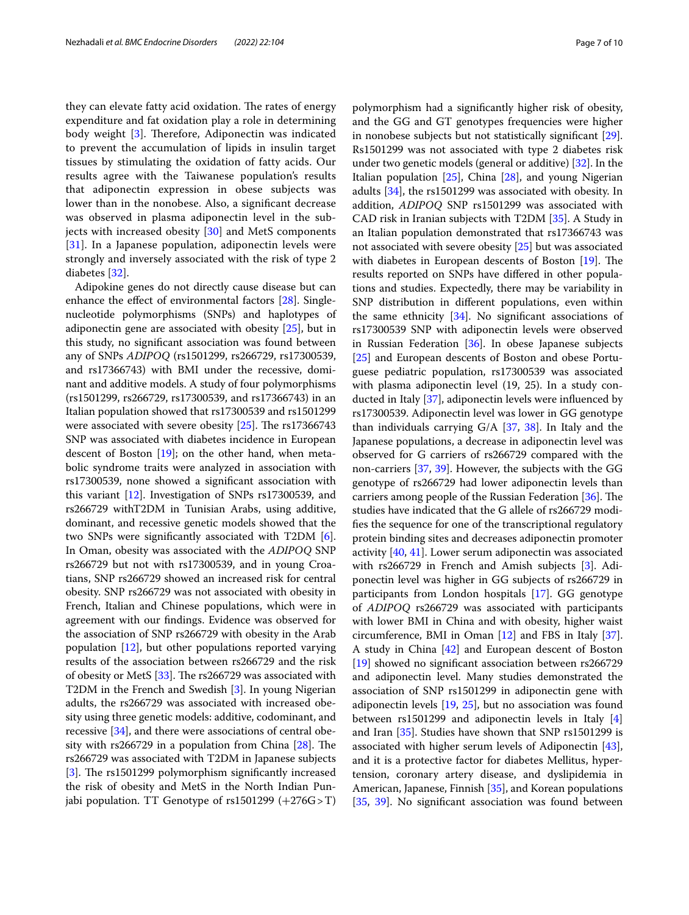they can elevate fatty acid oxidation. The rates of energy expenditure and fat oxidation play a role in determining body weight [3]. Therefore, Adiponectin was indicated to prevent the accumulation of lipids in insulin target tissues by stimulating the oxidation of fatty acids. Our results agree with the Taiwanese population's results that adiponectin expression in obese subjects was lower than in the nonobese. Also, a significant decrease was observed in plasma adiponectin level in the subjects with increased obesity [30] and MetS components [31]. In a Japanese population, adiponectin levels were strongly and inversely associated with the risk of type 2 diabetes [32].

Adipokine genes do not directly cause disease but can enhance the effect of environmental factors [28]. Single-nucleotide polymorphisms (SNPs) and haplotypes of adiponectin gene are associated with obesity [25], but in this study, no significant association was found between any of SNPs *ADIPOQ* (rs1501299, rs266729, rs17300539, and rs17366743) with BMI under the recessive, dominant and additive models. A study of four polymorphisms (rs1501299, rs266729, rs17300539, and rs17366743) in an Italian population showed that rs17300539 and rs1501299 were associated with severe obesity [25]. The rs17366743 SNP was associated with diabetes incidence in European descent of Boston [19]; on the other hand, when metabolic syndrome traits were analyzed in association with rs17300539, none showed a significant association with this variant [12]. Investigation of SNPs rs17300539, and rs266729 withT2DM in Tunisian Arabs, using additive, dominant, and recessive genetic models showed that the two SNPs were significantly associated with T2DM [6]. In Oman, obesity was associated with the *ADIPOQ* SNP rs266729 but not with rs17300539, and in young Croatians, SNP rs266729 showed an increased risk for central obesity. SNP rs266729 was not associated with obesity in French, Italian and Chinese populations, which were in agreement with our findings. Evidence was observed for the association of SNP rs266729 with obesity in the Arab population [12], but other populations reported varying results of the association between rs266729 and the risk of obesity or MetS [33]. The rs266729 was associated with T2DM in the French and Swedish [3]. In young Nigerian adults, the rs266729 was associated with increased obesity using three genetic models: additive, codominant, and recessive [34], and there were associations of central obesity with rs266729 in a population from China [28]. The rs266729 was associated with T2DM in Japanese subjects [3]. The rs1501299 polymorphism significantly increased the risk of obesity and MetS in the North Indian Punjabi population. TT Genotype of rs1501299 (+276G > T) polymorphism had a significantly higher risk of obesity, and the GG and GT genotypes frequencies were higher in nonobese subjects but not statistically significant [29]. Rs1501299 was not associated with type 2 diabetes risk under two genetic models (general or additive) [32]. In the Italian population [25], China [28], and young Nigerian adults [34], the rs1501299 was associated with obesity. In addition, *ADIPOQ* SNP rs1501299 was associated with CAD risk in Iranian subjects with T2DM [35]. A Study in an Italian population demonstrated that rs17366743 was not associated with severe obesity [25] but was associated with diabetes in European descents of Boston [19]. The results reported on SNPs have differed in other populations and studies. Expectedly, there may be variability in SNP distribution in different populations, even within the same ethnicity [34]. No significant associations of rs17300539 SNP with adiponectin levels were observed in Russian Federation [36]. In obese Japanese subjects [25] and European descents of Boston and obese Portuguese pediatric population, rs17300539 was associated with plasma adiponectin level (19, 25). In a study conducted in Italy [37], adiponectin levels were influenced by rs17300539. Adiponectin level was lower in GG genotype than individuals carrying G/A [37, 38]. In Italy and the Japanese populations, a decrease in adiponectin level was observed for G carriers of rs266729 compared with the non-carriers [37, 39]. However, the subjects with the GG genotype of rs266729 had lower adiponectin levels than carriers among people of the Russian Federation [36]. The studies have indicated that the G allele of rs266729 modifies the sequence for one of the transcriptional regulatory protein binding sites and decreases adiponectin promoter activity [40, 41]. Lower serum adiponectin was associated with rs266729 in French and Amish subjects [3]. Adiponectin level was higher in GG subjects of rs266729 in participants from London hospitals [17]. GG genotype of *ADIPOQ* rs266729 was associated with participants with lower BMI in China and with obesity, higher waist circumference, BMI in Oman [12] and FBS in Italy [37]. A study in China [42] and European descent of Boston [19] showed no significant association between rs266729 and adiponectin level. Many studies demonstrated the association of SNP rs1501299 in adiponectin gene with adiponectin levels [19, 25], but no association was found between rs1501299 and adiponectin levels in Italy [4] and Iran [35]. Studies have shown that SNP rs1501299 is associated with higher serum levels of Adiponectin [43], and it is a protective factor for diabetes Mellitus, hypertension, coronary artery disease, and dyslipidemia in American, Japanese, Finnish [35], and Korean populations [35, 39]. No significant association was found between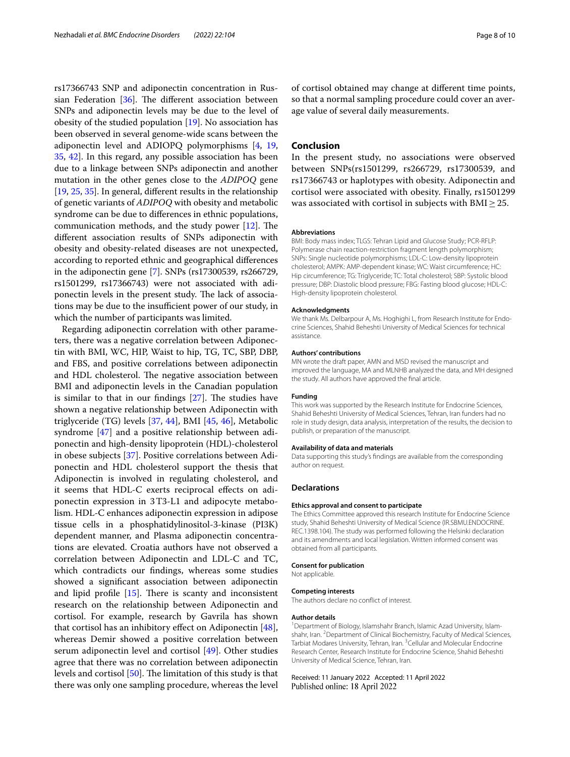rs17366743 SNP and adiponectin concentration in Russian Federation [36]. The different association between SNPs and adiponectin levels may be due to the level of obesity of the studied population [19]. No association has been observed in several genome-wide scans between the adiponectin level and ADIOPQ polymorphisms [4, 19, 35, 42]. In this regard, any possible association has been due to a linkage between SNPs adiponectin and another mutation in the other genes close to the *ADIPOQ* gene [19, 25, 35]. In general, different results in the relationship of genetic variants of *ADIPOQ* with obesity and metabolic syndrome can be due to differences in ethnic populations, communication methods, and the study power [12]. The different association results of SNPs adiponectin with obesity and obesity-related diseases are not unexpected, according to reported ethnic and geographical differences in the adiponectin gene [7]. SNPs (rs17300539, rs266729, rs1501299, rs17366743) were not associated with adiponectin levels in the present study. The lack of associations may be due to the insufficient power of our study, in which the number of participants was limited.

Regarding adiponectin correlation with other parameters, there was a negative correlation between Adiponectin with BMI, WC, HIP, Waist to hip, TG, TC, SBP, DBP, and FBS, and positive correlations between adiponectin and HDL cholesterol. The negative association between BMI and adiponectin levels in the Canadian population is similar to that in our findings [27]. The studies have shown a negative relationship between Adiponectin with triglyceride (TG) levels [37, 44], BMI [45, 46], Metabolic syndrome [47] and a positive relationship between adiponectin and high-density lipoprotein (HDL)-cholesterol in obese subjects [37]. Positive correlations between Adiponectin and HDL cholesterol support the thesis that Adiponectin is involved in regulating cholesterol, and it seems that HDL-C exerts reciprocal effects on adiponectin expression in 3T3-L1 and adipocyte metabolism. HDL-C enhances adiponectin expression in adipose tissue cells in a phosphatidylinositol-3-kinase (PI3K) dependent manner, and Plasma adiponectin concentrations are elevated. Croatia authors have not observed a correlation between Adiponectin and LDL-C and TC, which contradicts our findings, whereas some studies showed a significant association between adiponectin and lipid profile [15]. There is scanty and inconsistent research on the relationship between Adiponectin and cortisol. For example, research by Gavrila has shown that cortisol has an inhibitory effect on Adiponectin [48], whereas Demir showed a positive correlation between serum adiponectin level and cortisol [49]. Other studies agree that there was no correlation between adiponectin levels and cortisol [50]. The limitation of this study is that there was only one sampling procedure, whereas the level of cortisol obtained may change at different time points, so that a normal sampling procedure could cover an average value of several daily measurements.

## Conclusion

In the present study, no associations were observed between SNPs(rs1501299, rs266729, rs17300539, and rs17366743 or haplotypes with obesity. Adiponectin and cortisol were associated with obesity. Finally, rs1501299 was associated with cortisol in subjects with BMI ≥ 25.

#### Abbreviations

BMI: Body mass index; TLGS: Tehran Lipid and Glucose Study; PCR-RFLP: Polymerase chain reaction-restriction fragment length polymorphism; SNPs: Single nucleotide polymorphisms; LDL-C: Low-density lipoprotein cholesterol; AMPK: AMP-dependent kinase; WC: Waist circumference; HC: Hip circumference; TG: Triglyceride; TC: Total cholesterol; SBP: Systolic blood pressure; DBP: Diastolic blood pressure; FBG: Fasting blood glucose; HDL-C: High-density lipoprotein cholesterol.

#### Acknowledgments

We thank Ms. Delbarpour A, Ms. Hoghighi L, from Research Institute for Endocrine Sciences, Shahid Beheshti University of Medical Sciences for technical assistance.

#### Authors' contributions

MN wrote the draft paper, AMN and MSD revised the manuscript and improved the language, MA and MLNHB analyzed the data, and MH designed the study. All authors have approved the final article.

#### Funding

This work was supported by the Research Institute for Endocrine Sciences, Shahid Beheshti University of Medical Sciences, Tehran, Iran funders had no role in study design, data analysis, interpretation of the results, the decision to publish, or preparation of the manuscript.

#### Availability of data and materials

Data supporting this study's findings are available from the corresponding author on request.

### Declarations

#### Ethics approval and consent to participate

The Ethics Committee approved this research Institute for Endocrine Science study, Shahid Beheshti University of Medical Science (IR.SBMU.ENDOCRINE.REC.1398.104). The study was performed following the Helsinki declaration and its amendments and local legislation. Written informed consent was obtained from all participants.

#### Consent for publication

Not applicable.

#### Competing interests

The authors declare no conflict of interest.

#### Author details

[1] Department of Biology, Islamshahr Branch, Islamic Azad University, Islamshahr, Iran. [2] Department of Clinical Biochemistry, Faculty of Medical Sciences, Tarbiat Modares University, Tehran, Iran. [3] Cellular and Molecular Endocrine Research Center, Research Institute for Endocrine Science, Shahid Beheshti University of Medical Science, Tehran, Iran.

Received: 11 January 2022 Accepted: 11 April 2022
Published online: 18 April 2022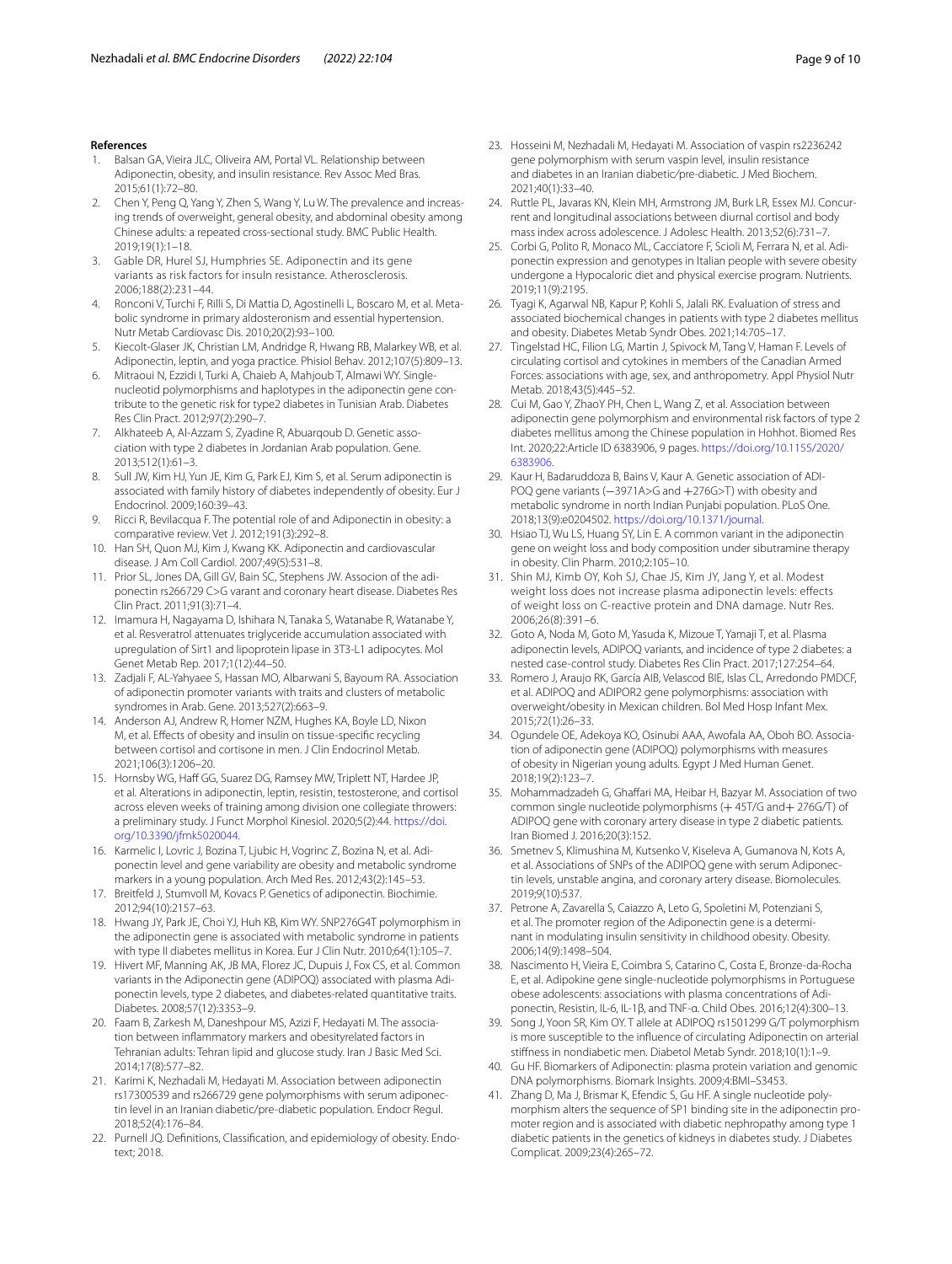## References

1. Balsan GA, Vieira JLC, Oliveira AM, Portal VL. Relationship between Adiponectin, obesity, and insulin resistance. Rev Assoc Med Bras. 2015;61(1):72–80.
2. Chen Y, Peng Q, Yang Y, Zhen S, Wang Y, Lu W. The prevalence and increasing trends of overweight, general obesity, and abdominal obesity among Chinese adults: a repeated cross-sectional study. BMC Public Health. 2019;19(1):1–18.
3. Gable DR, Hurel SJ, Humphries SE. Adiponectin and its gene variants as risk factors for insuln resistance. Atherosclerosis. 2006;188(2):231–44.
4. Ronconi V, Turchi F, Rilli S, Di Mattia D, Agostinelli L, Boscaro M, et al. Metabolic syndrome in primary aldosteronism and essential hypertension. Nutr Metab Cardiovasc Dis. 2010;20(2):93–100.
5. Kiecolt-Glaser JK, Christian LM, Andridge R, Hwang RB, Malarkey WB, et al. Adiponectin, leptin, and yoga practice. Phisiol Behav. 2012;107(5):809–13.
6. Mitraoui N, Ezzidi I, Turki A, Chaieb A, Mahjoub T, Almawi WY. Single-nucleotid polymorphisms and haplotypes in the adiponectin gene contribute to the genetic risk for type2 diabetes in Tunisian Arab. Diabetes Res Clin Pract. 2012;97(2):290–7.
7. Alkhateeb A, Al-Azzam S, Zyadine R, Abuarqoub D. Genetic association with type 2 diabetes in Jordanian Arab population. Gene. 2013;512(1):61–3.
8. Sull JW, Kim HJ, Yun JE, Kim G, Park EJ, Kim S, et al. Serum adiponectin is associated with family history of diabetes independently of obesity. Eur J Endocrinol. 2009;160:39–43.
9. Ricci R, Bevilacqua F. The potential role of and Adiponectin in obesity: a comparative review. Vet J. 2012;191(3):292–8.
10. Han SH, Quon MJ, Kim J, Kwang KK. Adiponectin and cardiovascular disease. J Am Coll Cardiol. 2007;49(5):531–8.
11. Prior SL, Jones DA, Gill GV, Bain SC, Stephens JW. Associon of the adiponectin rs266729 C>G varant and coronary heart disease. Diabetes Res Clin Pract. 2011;91(3):71–4.
12. Imamura H, Nagayama D, Ishihara N, Tanaka S, Watanabe R, Watanabe Y, et al. Resveratrol attenuates triglyceride accumulation associated with upregulation of Sirt1 and lipoprotein lipase in 3T3-L1 adipocytes. Mol Genet Metab Rep. 2017;1(12):44–50.
13. Zadjali F, AL-Yahyaee S, Hassan MO, Albarwani S, Bayoum RA. Association of adiponectin promoter variants with traits and clusters of metabolic syndromes in Arab. Gene. 2013;527(2):663–9.
14. Anderson AJ, Andrew R, Homer NZM, Hughes KA, Boyle LD, Nixon M, et al. Effects of obesity and insulin on tissue-specific recycling between cortisol and cortisone in men. J Clin Endocrinol Metab. 2021;106(3):1206–20.
15. Hornsby WG, Haff GG, Suarez DG, Ramsey MW, Triplett NT, Hardee JP, et al. Alterations in adiponectin, leptin, resistin, testosterone, and cortisol across eleven weeks of training among division one collegiate throwers: a preliminary study. J Funct Morphol Kinesiol. 2020;5(2):44. https://doi.org/10.3390/jfmk5020044.
16. Karmelic I, Lovric J, Bozina T, Ljubic H, Vogrinc Z, Bozina N, et al. Adiponectin level and gene variability are obesity and metabolic syndrome markers in a young population. Arch Med Res. 2012;43(2):145–53.
17. Breitfeld J, Stumvoll M, Kovacs P. Genetics of adiponectin. Biochimie. 2012;94(10):2157–63.
18. Hwang JY, Park JE, Choi YJ, Huh KB, Kim WY. SNP276G4T polymorphism in the adiponectin gene is associated with metabolic syndrome in patients with type II diabetes mellitus in Korea. Eur J Clin Nutr. 2010;64(1):105–7.
19. Hivert MF, Manning AK, JB MA, Florez JC, Dupuis J, Fox CS, et al. Common variants in the Adiponectin gene (ADIPOQ) associated with plasma Adiponectin levels, type 2 diabetes, and diabetes-related quantitative traits. Diabetes. 2008;57(12):3353–9.
20. Faam B, Zarkesh M, Daneshpour MS, Azizi F, Hedayati M. The association between inflammatory markers and obesityrelated factors in Tehranian adults: Tehran lipid and glucose study. Iran J Basic Med Sci. 2014;17(8):577–82.
21. Karimi K, Nezhadali M, Hedayati M. Association between adiponectin rs17300539 and rs266729 gene polymorphisms with serum adiponectin level in an Iranian diabetic/pre-diabetic population. Endocr Regul. 2018;52(4):176–84.
22. Purnell JQ. Definitions, Classification, and epidemiology of obesity. Endotext; 2018.
23. Hosseini M, Nezhadali M, Hedayati M. Association of vaspin rs2236242 gene polymorphism with serum vaspin level, insulin resistance and diabetes in an Iranian diabetic/pre-diabetic. J Med Biochem. 2021;40(1):33–40.
24. Ruttle PL, Javaras KN, Klein MH, Armstrong JM, Burk LR, Essex MJ. Concurrent and longitudinal associations between diurnal cortisol and body mass index across adolescence. J Adolesc Health. 2013;52(6):731–7.
25. Corbi G, Polito R, Monaco ML, Cacciatore F, Scioli M, Ferrara N, et al. Adiponectin expression and genotypes in Italian people with severe obesity undergone a Hypocaloric diet and physical exercise program. Nutrients. 2019;11(9):2195.
26. Tyagi K, Agarwal NB, Kapur P, Kohli S, Jalali RK. Evaluation of stress and associated biochemical changes in patients with type 2 diabetes mellitus and obesity. Diabetes Metab Syndr Obes. 2021;14:705–17.
27. Tingelstad HC, Filion LG, Martin J, Spivock M, Tang V, Haman F. Levels of circulating cortisol and cytokines in members of the Canadian Armed Forces: associations with age, sex, and anthropometry. Appl Physiol Nutr Metab. 2018;43(5):445–52.
28. Cui M, Gao Y, ZhaoY PH, Chen L, Wang Z, et al. Association between adiponectin gene polymorphism and environmental risk factors of type 2 diabetes mellitus among the Chinese population in Hohhot. Biomed Res Int. 2020;22:Article ID 6383906, 9 pages. https://doi.org/10.1155/2020/6383906.
29. Kaur H, Badaruddoza B, Bains V, Kaur A. Genetic association of ADIPOQ gene variants (−3971A>G and +276G>T) with obesity and metabolic syndrome in north Indian Punjabi population. PLoS One. 2018;13(9):e0204502. https://doi.org/10.1371/journal.
30. Hsiao TJ, Wu LS, Huang SY, Lin E. A common variant in the adiponectin gene on weight loss and body composition under sibutramine therapy in obesity. Clin Pharm. 2010;2:105–10.
31. Shin MJ, Kimb OY, Koh SJ, Chae JS, Kim JY, Jang Y, et al. Modest weight loss does not increase plasma adiponectin levels: effects of weight loss on C-reactive protein and DNA damage. Nutr Res. 2006;26(8):391–6.
32. Goto A, Noda M, Goto M, Yasuda K, Mizoue T, Yamaji T, et al. Plasma adiponectin levels, ADIPOQ variants, and incidence of type 2 diabetes: a nested case-control study. Diabetes Res Clin Pract. 2017;127:254–64.
33. Romero J, Araujo RK, García AIB, Velascod BIE, Islas CL, Arredondo PMDCF, et al. ADIPOQ and ADIPOR2 gene polymorphisms: association with overweight/obesity in Mexican children. Bol Med Hosp Infant Mex. 2015;72(1):26–33.
34. Ogundele OE, Adekoya KO, Osinubi AAA, Awofala AA, Oboh BO. Association of adiponectin gene (ADIPOQ) polymorphisms with measures of obesity in Nigerian young adults. Egypt J Med Human Genet. 2018;19(2):123–7.
35. Mohammadzadeh G, Ghaffari MA, Heibar H, Bazyar M. Association of two common single nucleotide polymorphisms (+ 45T/G and+ 276G/T) of ADIPOQ gene with coronary artery disease in type 2 diabetic patients. Iran Biomed J. 2016;20(3):152.
36. Smetnev S, Klimushina M, Kutsenko V, Kiseleva A, Gumanova N, Kots A, et al. Associations of SNPs of the ADIPOQ gene with serum Adiponectin levels, unstable angina, and coronary artery disease. Biomolecules. 2019;9(10):537.
37. Petrone A, Zavarella S, Caiazzo A, Leto G, Spoletini M, Potenziani S, et al. The promoter region of the Adiponectin gene is a determinant in modulating insulin sensitivity in childhood obesity. Obesity. 2006;14(9):1498–504.
38. Nascimento H, Vieira E, Coimbra S, Catarino C, Costa E, Bronze-da-Rocha E, et al. Adipokine gene single-nucleotide polymorphisms in Portuguese obese adolescents: associations with plasma concentrations of Adiponectin, Resistin, IL-6, IL-1β, and TNF-α. Child Obes. 2016;12(4):300–13.
39. Song J, Yoon SR, Kim OY. T allele at ADIPOQ rs1501299 G/T polymorphism is more susceptible to the influence of circulating Adiponectin on arterial stiffness in nondiabetic men. Diabetol Metab Syndr. 2018;10(1):1–9.
40. Gu HF. Biomarkers of Adiponectin: plasma protein variation and genomic DNA polymorphisms. Biomark Insights. 2009;4:BMI–S3453.
41. Zhang D, Ma J, Brismar K, Efendic S, Gu HF. A single nucleotide polymorphism alters the sequence of SP1 binding site in the adiponectin promoter region and is associated with diabetic nephropathy among type 1 diabetic patients in the genetics of kidneys in diabetes study. J Diabetes Complicat. 2009;23(4):265–72.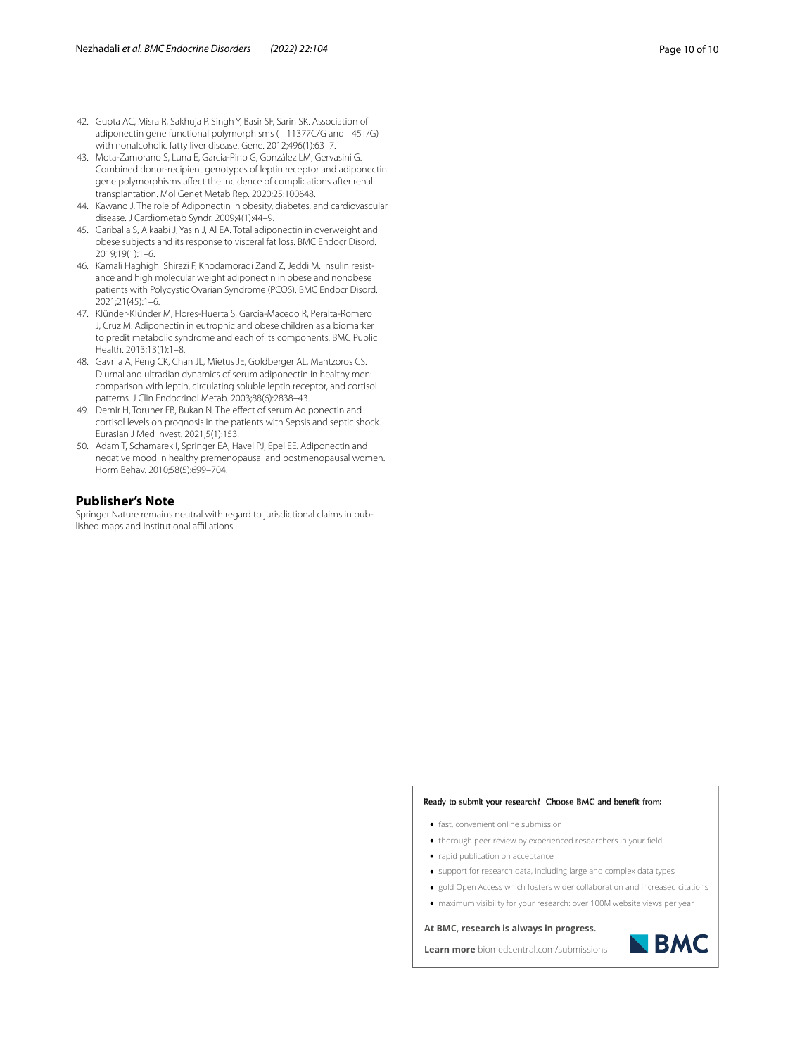42. Gupta AC, Misra R, Sakhuja P, Singh Y, Basir SF, Sarin SK. Association of adiponectin gene functional polymorphisms (−11377C/G and+45T/G) with nonalcoholic fatty liver disease. Gene. 2012;496(1):63–7.
43. Mota-Zamorano S, Luna E, Garcia-Pino G, González LM, Gervasini G. Combined donor-recipient genotypes of leptin receptor and adiponectin gene polymorphisms affect the incidence of complications after renal transplantation. Mol Genet Metab Rep. 2020;25:100648.
44. Kawano J. The role of Adiponectin in obesity, diabetes, and cardiovascular disease. J Cardiometab Syndr. 2009;4(1):44–9.
45. Gariballa S, Alkaabi J, Yasin J, Al EA. Total adiponectin in overweight and obese subjects and its response to visceral fat loss. BMC Endocr Disord. 2019;19(1):1–6.
46. Kamali Haghighi Shirazi F, Khodamoradi Zand Z, Jeddi M. Insulin resistance and high molecular weight adiponectin in obese and nonobese patients with Polycystic Ovarian Syndrome (PCOS). BMC Endocr Disord. 2021;21(45):1–6.
47. Klünder-Klünder M, Flores-Huerta S, García-Macedo R, Peralta-Romero J, Cruz M. Adiponectin in eutrophic and obese children as a biomarker to predit metabolic syndrome and each of its components. BMC Public Health. 2013;13(1):1–8.
48. Gavrila A, Peng CK, Chan JL, Mietus JE, Goldberger AL, Mantzoros CS. Diurnal and ultradian dynamics of serum adiponectin in healthy men: comparison with leptin, circulating soluble leptin receptor, and cortisol patterns. J Clin Endocrinol Metab. 2003;88(6):2838–43.
49. Demir H, Toruner FB, Bukan N. The effect of serum Adiponectin and cortisol levels on prognosis in the patients with Sepsis and septic shock. Eurasian J Med Invest. 2021;5(1):153.
50. Adam T, Schamarek I, Springer EA, Havel PJ, Epel EE. Adiponectin and negative mood in healthy premenopausal and postmenopausal women. Horm Behav. 2010;58(5):699–704.

## Publisher's Note

Springer Nature remains neutral with regard to jurisdictional claims in published maps and institutional affiliations.

Ready to submit your research? Choose BMC and benefit from:

- fast, convenient online submission
- thorough peer review by experienced researchers in your field
- rapid publication on acceptance
- support for research data, including large and complex data types
- gold Open Access which fosters wider collaboration and increased citations
- maximum visibility for your research: over 100M website views per year

**At BMC, research is always in progress.**

**Learn more** biomedcentral.com/submissions

BMC